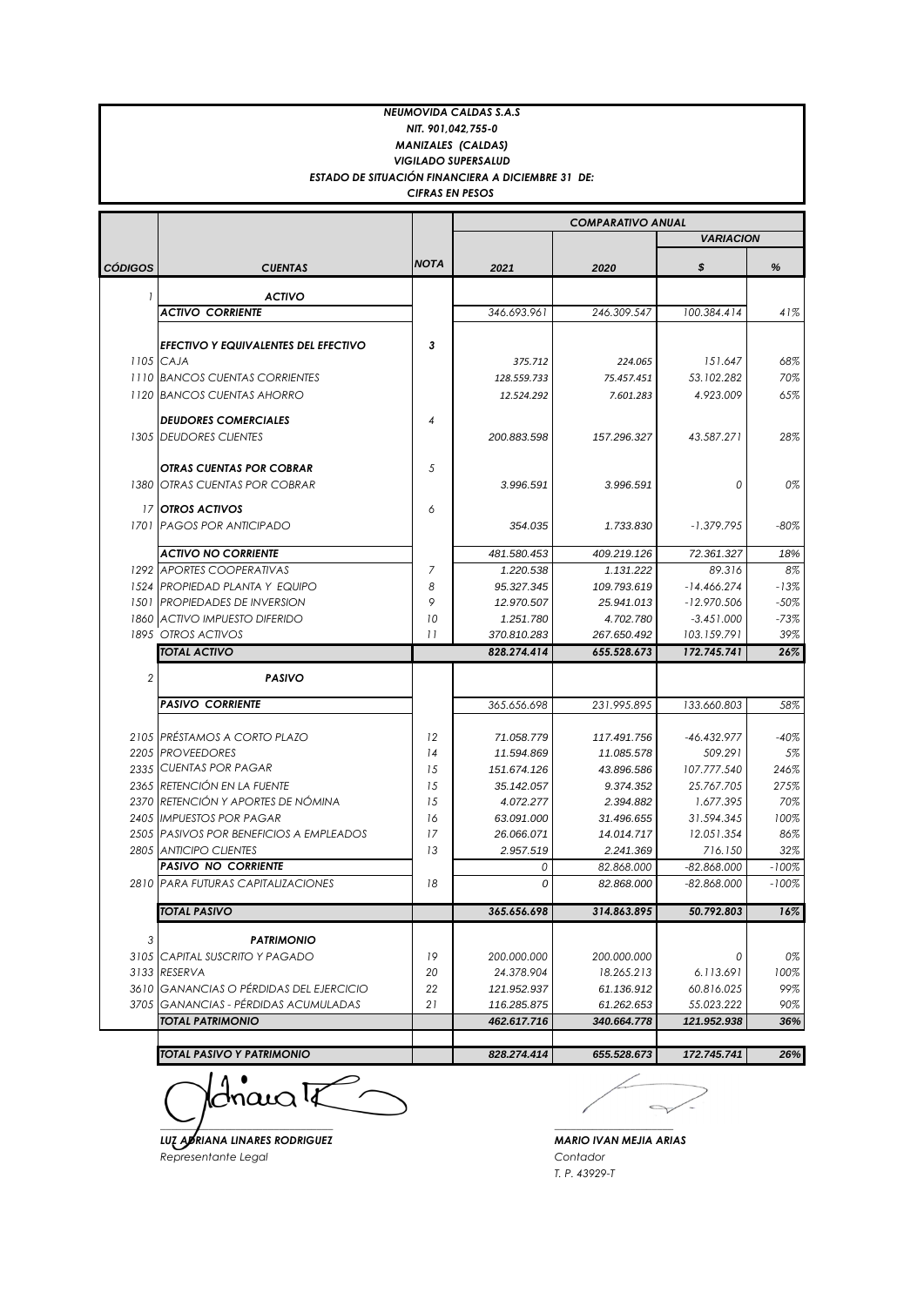**NEUMOVIDA CALDAS S.A.S**
**NIT. 901,042,755-0**
**MANIZALES (CALDAS)**
**VIGILADO SUPERSALUD**
**ESTADO DE SITUACIÓN FINANCIERA A DICIEMBRE 31 DE:**
**CIFRAS EN PESOS**

| CÓDIGOS | CUENTAS | NOTA | COMPARATIVO ANUAL 2021 | 2020 | VARIACION $ | % |
|---|---|---|---|---|---|---|
| 1 | **ACTIVO** | | | | | |
| | **ACTIVO CORRIENTE** | | 346.693.961 | 246.309.547 | 100.384.414 | 41% |
| | **EFECTIVO Y EQUIVALENTES DEL EFECTIVO** | 3 | | | | |
| 1105 | CAJA | | 375.712 | 224.065 | 151.647 | 68% |
| 1110 | BANCOS CUENTAS CORRIENTES | | 128.559.733 | 75.457.451 | 53.102.282 | 70% |
| 1120 | BANCOS CUENTAS AHORRO | | 12.524.292 | 7.601.283 | 4.923.009 | 65% |
| | **DEUDORES COMERCIALES** | 4 | | | | |
| 1305 | DEUDORES CLIENTES | | 200.883.598 | 157.296.327 | 43.587.271 | 28% |
| | **OTRAS CUENTAS POR COBRAR** | 5 | | | | |
| 1380 | OTRAS CUENTAS POR COBRAR | | 3.996.591 | 3.996.591 | 0 | 0% |
| 17 | **OTROS ACTIVOS** | 6 | | | | |
| 1701 | PAGOS POR ANTICIPADO | | 354.035 | 1.733.830 | -1.379.795 | -80% |
| | **ACTIVO NO CORRIENTE** | | 481.580.453 | 409.219.126 | 72.361.327 | 18% |
| 1292 | APORTES COOPERATIVAS | 7 | 1.220.538 | 1.131.222 | 89.316 | 8% |
| 1524 | PROPIEDAD PLANTA Y EQUIPO | 8 | 95.327.345 | 109.793.619 | -14.466.274 | -13% |
| 1501 | PROPIEDADES DE INVERSION | 9 | 12.970.507 | 25.941.013 | -12.970.506 | -50% |
| 1860 | ACTIVO IMPUESTO DIFERIDO | 10 | 1.251.780 | 4.702.780 | -3.451.000 | -73% |
| 1895 | OTROS ACTIVOS | 11 | 370.810.283 | 267.650.492 | 103.159.791 | 39% |
| | **TOTAL ACTIVO** | | **828.274.414** | **655.528.673** | **172.745.741** | **26%** |
| 2 | **PASIVO** | | | | | |
| | **PASIVO CORRIENTE** | | 365.656.698 | 231.995.895 | 133.660.803 | 58% |
| 2105 | PRÉSTAMOS A CORTO PLAZO | 12 | 71.058.779 | 117.491.756 | -46.432.977 | -40% |
| 2205 | PROVEEDORES | 14 | 11.594.869 | 11.085.578 | 509.291 | 5% |
| 2335 | CUENTAS POR PAGAR | 15 | 151.674.126 | 43.896.586 | 107.777.540 | 246% |
| 2365 | RETENCIÓN EN LA FUENTE | 15 | 35.142.057 | 9.374.352 | 25.767.705 | 275% |
| 2370 | RETENCIÓN Y APORTES DE NÓMINA | 15 | 4.072.277 | 2.394.882 | 1.677.395 | 70% |
| 2405 | IMPUESTOS POR PAGAR | 16 | 63.091.000 | 31.496.655 | 31.594.345 | 100% |
| 2505 | PASIVOS POR BENEFICIOS A EMPLEADOS | 17 | 26.066.071 | 14.014.717 | 12.051.354 | 86% |
| 2805 | ANTICIPO CLIENTES | 13 | 2.957.519 | 2.241.369 | 716.150 | 32% |
| | **PASIVO NO CORRIENTE** | | 0 | 82.868.000 | -82.868.000 | -100% |
| 2810 | PARA FUTURAS CAPITALIZACIONES | 18 | 0 | 82.868.000 | -82.868.000 | -100% |
| | **TOTAL PASIVO** | | **365.656.698** | **314.863.895** | **50.792.803** | **16%** |
| 3 | **PATRIMONIO** | | | | | |
| 3105 | CAPITAL SUSCRITO Y PAGADO | 19 | 200.000.000 | 200.000.000 | 0 | 0% |
| 3133 | RESERVA | 20 | 24.378.904 | 18.265.213 | 6.113.691 | 100% |
| 3610 | GANANCIAS O PÉRDIDAS DEL EJERCICIO | 22 | 121.952.937 | 61.136.912 | 60.816.025 | 99% |
| 3705 | GANANCIAS - PÉRDIDAS ACUMULADAS | 21 | 116.285.875 | 61.262.653 | 55.023.222 | 90% |
| | **TOTAL PATRIMONIO** | | **462.617.716** | **340.664.778** | **121.952.938** | **36%** |
| | **TOTAL PASIVO Y PATRIMONIO** | | **828.274.414** | **655.528.673** | **172.745.741** | **26%** |

**LUZ ADRIANA LINARES RODRIGUEZ**
Representante Legal

**MARIO IVAN MEJIA ARIAS**
Contador
T. P. 43929-T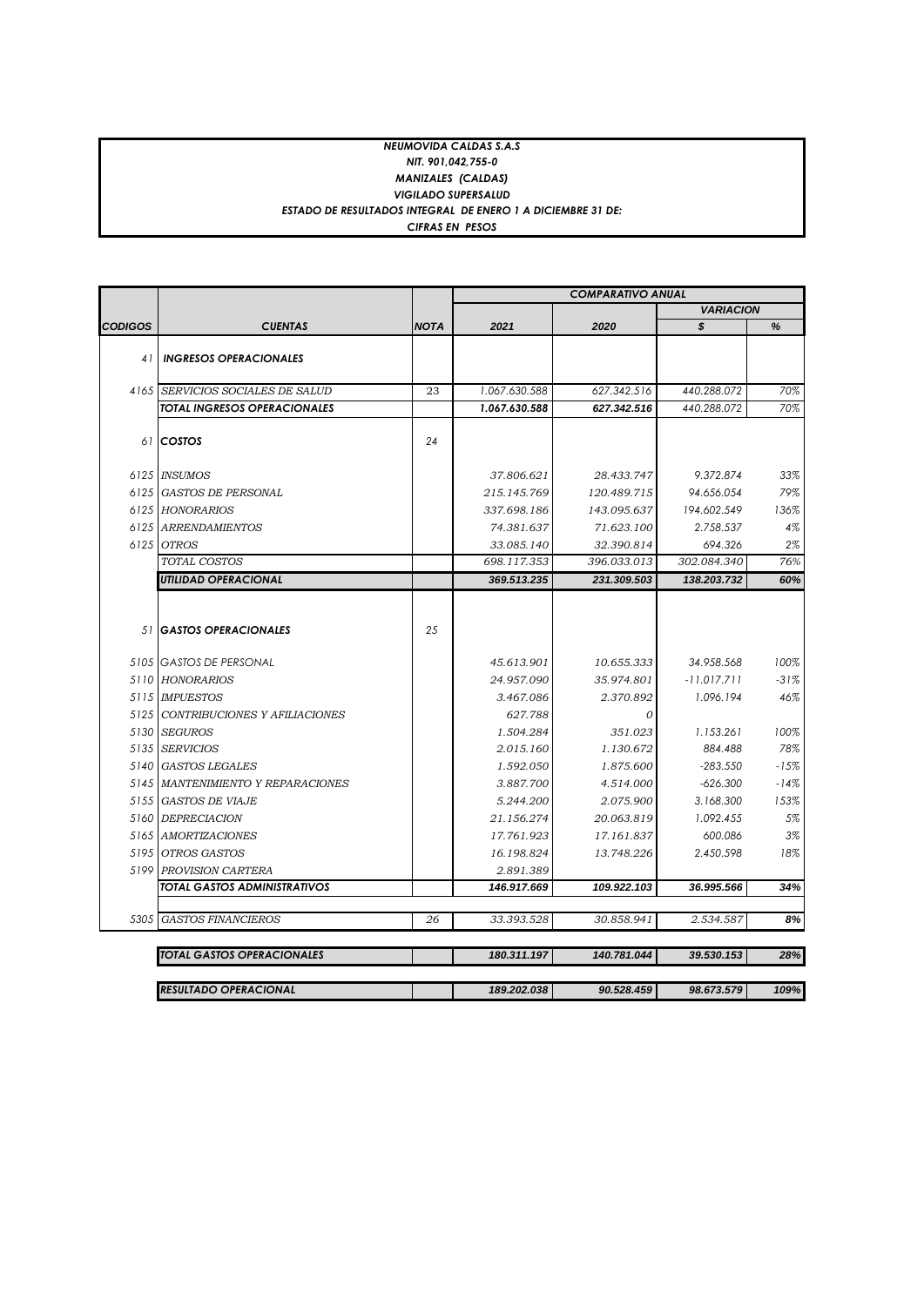**NEUMOVIDA CALDAS S.A.S**
**NIT. 901,042,755-0**
**MANIZALES (CALDAS)**
**VIGILADO SUPERSALUD**
**ESTADO DE RESULTADOS INTEGRAL DE ENERO 1 A DICIEMBRE 31 DE:**
**CIFRAS EN PESOS**

| | | | COMPARATIVO ANUAL | | | |
|---|---|---|---|---|---|---|
| | | | | | VARIACION | |
| **CODIGOS** | **CUENTAS** | **NOTA** | **2021** | **2020** | **$** | **%** |
| 41 | **INGRESOS OPERACIONALES** | | | | | |
| 4165 | SERVICIOS SOCIALES DE SALUD | 23 | 1.067.630.588 | 627.342.516 | 440.288.072 | 70% |
| | **TOTAL INGRESOS OPERACIONALES** | | **1.067.630.588** | **627.342.516** | 440.288.072 | 70% |
| 61 | **COSTOS** | 24 | | | | |
| 6125 | INSUMOS | | 37.806.621 | 28.433.747 | 9.372.874 | 33% |
| 6125 | GASTOS DE PERSONAL | | 215.145.769 | 120.489.715 | 94.656.054 | 79% |
| 6125 | HONORARIOS | | 337.698.186 | 143.095.637 | 194.602.549 | 136% |
| 6125 | ARRENDAMIENTOS | | 74.381.637 | 71.623.100 | 2.758.537 | 4% |
| 6125 | OTROS | | 33.085.140 | 32.390.814 | 694.326 | 2% |
| | TOTAL COSTOS | | 698.117.353 | 396.033.013 | 302.084.340 | 76% |
| | **UTILIDAD OPERACIONAL** | | **369.513.235** | **231.309.503** | **138.203.732** | **60%** |
| 51 | **GASTOS OPERACIONALES** | 25 | | | | |
| 5105 | GASTOS DE PERSONAL | | 45.613.901 | 10.655.333 | 34.958.568 | 100% |
| 5110 | HONORARIOS | | 24.957.090 | 35.974.801 | -11.017.711 | -31% |
| 5115 | IMPUESTOS | | 3.467.086 | 2.370.892 | 1.096.194 | 46% |
| 5125 | CONTRIBUCIONES Y AFILIACIONES | | 627.788 | 0 | | |
| 5130 | SEGUROS | | 1.504.284 | 351.023 | 1.153.261 | 100% |
| 5135 | SERVICIOS | | 2.015.160 | 1.130.672 | 884.488 | 78% |
| 5140 | GASTOS LEGALES | | 1.592.050 | 1.875.600 | -283.550 | -15% |
| 5145 | MANTENIMIENTO Y REPARACIONES | | 3.887.700 | 4.514.000 | -626.300 | -14% |
| 5155 | GASTOS DE VIAJE | | 5.244.200 | 2.075.900 | 3.168.300 | 153% |
| 5160 | DEPRECIACION | | 21.156.274 | 20.063.819 | 1.092.455 | 5% |
| 5165 | AMORTIZACIONES | | 17.761.923 | 17.161.837 | 600.086 | 3% |
| 5195 | OTROS GASTOS | | 16.198.824 | 13.748.226 | 2.450.598 | 18% |
| 5199 | PROVISION CARTERA | | 2.891.389 | | | |
| | **TOTAL GASTOS ADMINISTRATIVOS** | | **146.917.669** | **109.922.103** | **36.995.566** | **34%** |
| 5305 | GASTOS FINANCIEROS | 26 | 33.393.528 | 30.858.941 | 2.534.587 | **8%** |
| | **TOTAL GASTOS OPERACIONALES** | | **180.311.197** | **140.781.044** | **39.530.153** | **28%** |
| | **RESULTADO OPERACIONAL** | | **189.202.038** | **90.528.459** | **98.673.579** | **109%** |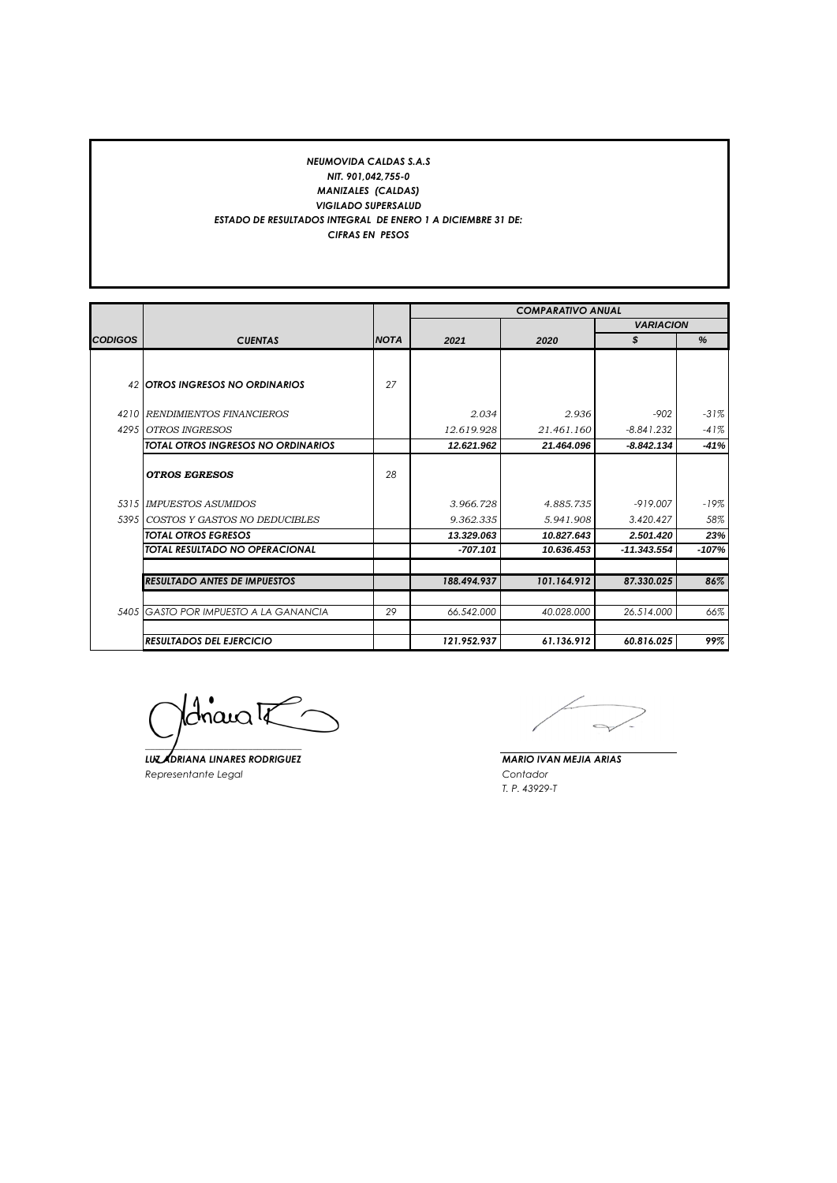**NEUMOVIDA CALDAS S.A.S**
**NIT. 901,042,755-0**
**MANIZALES (CALDAS)**
**VIGILADO SUPERSALUD**
**ESTADO DE RESULTADOS INTEGRAL DE ENERO 1 A DICIEMBRE 31 DE:**
**CIFRAS EN PESOS**

| | | | COMPARATIVO ANUAL | | | |
|---|---|---|---|---|---|---|
| | | | | | VARIACION | |
| CODIGOS | CUENTAS | NOTA | 2021 | 2020 | $ | % |
| 42 | **OTROS INGRESOS NO ORDINARIOS** | 27 | | | | |
| 4210 | RENDIMIENTOS FINANCIEROS | | 2.034 | 2.936 | -902 | -31% |
| 4295 | OTROS INGRESOS | | 12.619.928 | 21.461.160 | -8.841.232 | -41% |
| | **TOTAL OTROS INGRESOS NO ORDINARIOS** | | **12.621.962** | **21.464.096** | **-8.842.134** | **-41%** |
| | **OTROS EGRESOS** | 28 | | | | |
| 5315 | IMPUESTOS ASUMIDOS | | 3.966.728 | 4.885.735 | -919.007 | -19% |
| 5395 | COSTOS Y GASTOS NO DEDUCIBLES | | 9.362.335 | 5.941.908 | 3.420.427 | 58% |
| | **TOTAL OTROS EGRESOS** | | **13.329.063** | **10.827.643** | **2.501.420** | **23%** |
| | **TOTAL RESULTADO NO OPERACIONAL** | | **-707.101** | **10.636.453** | **-11.343.554** | **-107%** |
| | **RESULTADO ANTES DE IMPUESTOS** | | **188.494.937** | **101.164.912** | **87.330.025** | **86%** |
| 5405 | GASTO POR IMPUESTO A LA GANANCIA | 29 | 66.542.000 | 40.028.000 | 26.514.000 | 66% |
| | **RESULTADOS DEL EJERCICIO** | | **121.952.937** | **61.136.912** | **60.816.025** | **99%** |

**LUZ ADRIANA LINARES RODRIGUEZ**
Representante Legal

**MARIO IVAN MEJIA ARIAS**
Contador
T. P. 43929-T